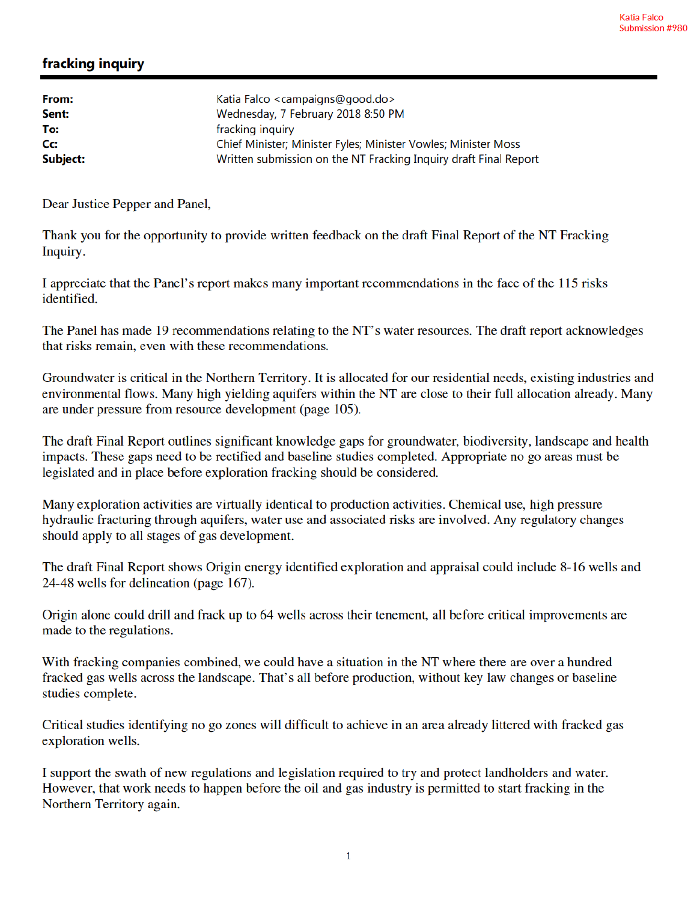Katia Falco
Submission #980

## fracking inquiry

| | |
|---|---|
| **From:** | Katia Falco <campaigns@good.do> |
| **Sent:** | Wednesday, 7 February 2018 8:50 PM |
| **To:** | fracking inquiry |
| **Cc:** | Chief Minister; Minister Fyles; Minister Vowles; Minister Moss |
| **Subject:** | Written submission on the NT Fracking Inquiry draft Final Report |

Dear Justice Pepper and Panel,

Thank you for the opportunity to provide written feedback on the draft Final Report of the NT Fracking Inquiry.

I appreciate that the Panel's report makes many important recommendations in the face of the 115 risks identified.

The Panel has made 19 recommendations relating to the NT's water resources. The draft report acknowledges that risks remain, even with these recommendations.

Groundwater is critical in the Northern Territory. It is allocated for our residential needs, existing industries and environmental flows. Many high yielding aquifers within the NT are close to their full allocation already. Many are under pressure from resource development (page 105).

The draft Final Report outlines significant knowledge gaps for groundwater, biodiversity, landscape and health impacts. These gaps need to be rectified and baseline studies completed. Appropriate no go areas must be legislated and in place before exploration fracking should be considered.

Many exploration activities are virtually identical to production activities. Chemical use, high pressure hydraulic fracturing through aquifers, water use and associated risks are involved. Any regulatory changes should apply to all stages of gas development.

The draft Final Report shows Origin energy identified exploration and appraisal could include 8-16 wells and 24-48 wells for delineation (page 167).

Origin alone could drill and frack up to 64 wells across their tenement, all before critical improvements are made to the regulations.

With fracking companies combined, we could have a situation in the NT where there are over a hundred fracked gas wells across the landscape. That's all before production, without key law changes or baseline studies complete.

Critical studies identifying no go zones will difficult to achieve in an area already littered with fracked gas exploration wells.

I support the swath of new regulations and legislation required to try and protect landholders and water. However, that work needs to happen before the oil and gas industry is permitted to start fracking in the Northern Territory again.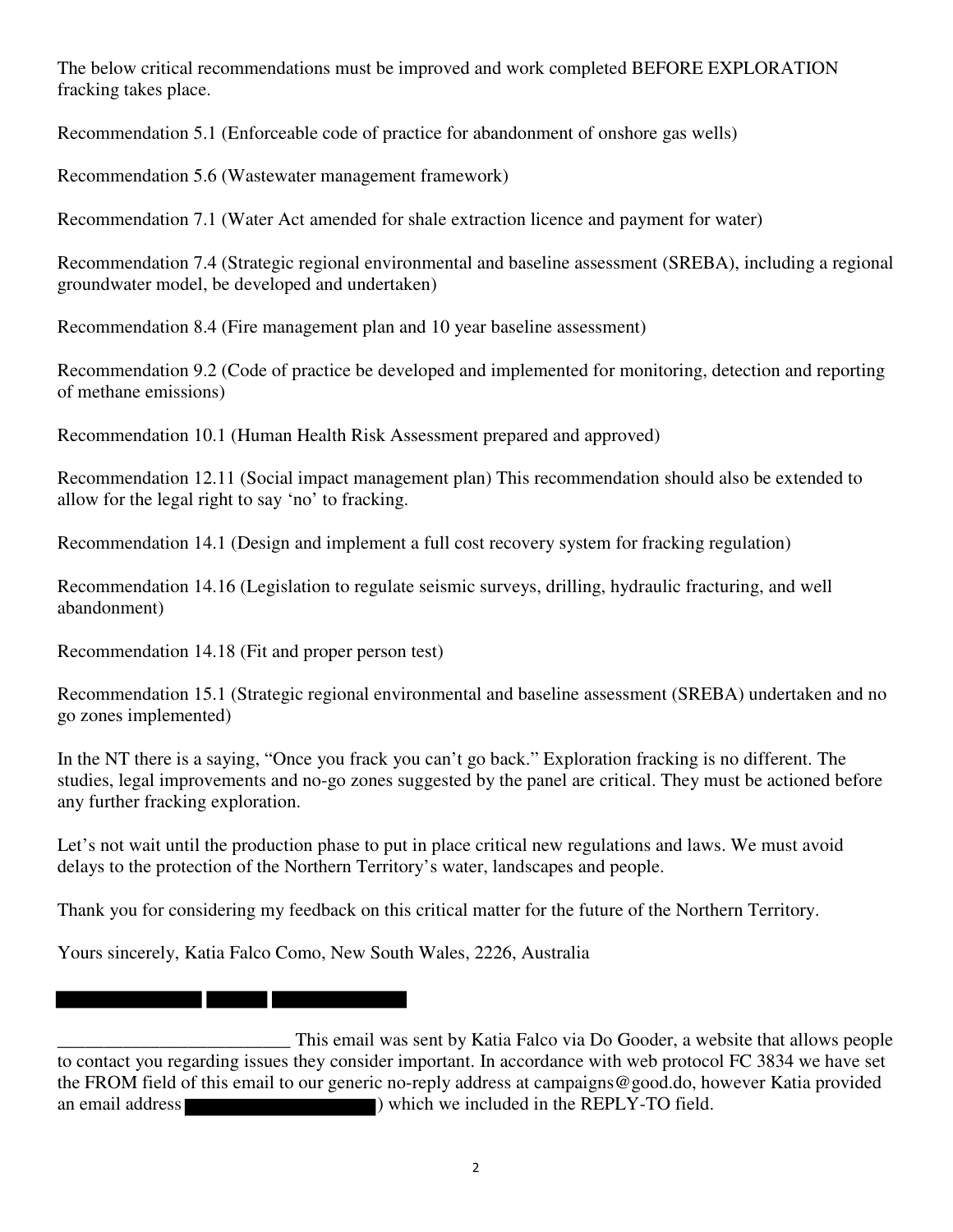The below critical recommendations must be improved and work completed BEFORE EXPLORATION fracking takes place.

Recommendation 5.1 (Enforceable code of practice for abandonment of onshore gas wells)

Recommendation 5.6 (Wastewater management framework)

Recommendation 7.1 (Water Act amended for shale extraction licence and payment for water)

Recommendation 7.4 (Strategic regional environmental and baseline assessment (SREBA), including a regional groundwater model, be developed and undertaken)

Recommendation 8.4 (Fire management plan and 10 year baseline assessment)

Recommendation 9.2 (Code of practice be developed and implemented for monitoring, detection and reporting of methane emissions)

Recommendation 10.1 (Human Health Risk Assessment prepared and approved)

Recommendation 12.11 (Social impact management plan) This recommendation should also be extended to allow for the legal right to say 'no' to fracking.

Recommendation 14.1 (Design and implement a full cost recovery system for fracking regulation)

Recommendation 14.16 (Legislation to regulate seismic surveys, drilling, hydraulic fracturing, and well abandonment)

Recommendation 14.18 (Fit and proper person test)

Recommendation 15.1 (Strategic regional environmental and baseline assessment (SREBA) undertaken and no go zones implemented)

In the NT there is a saying, "Once you frack you can't go back." Exploration fracking is no different. The studies, legal improvements and no-go zones suggested by the panel are critical. They must be actioned before any further fracking exploration.

Let's not wait until the production phase to put in place critical new regulations and laws. We must avoid delays to the protection of the Northern Territory's water, landscapes and people.

Thank you for considering my feedback on this critical matter for the future of the Northern Territory.

Yours sincerely, Katia Falco Como, New South Wales, 2226, Australia

█████████ ████ █████████

_________________________ This email was sent by Katia Falco via Do Gooder, a website that allows people to contact you regarding issues they consider important. In accordance with web protocol FC 3834 we have set the FROM field of this email to our generic no-reply address at campaigns@good.do, however Katia provided an email address ██████████) which we included in the REPLY-TO field.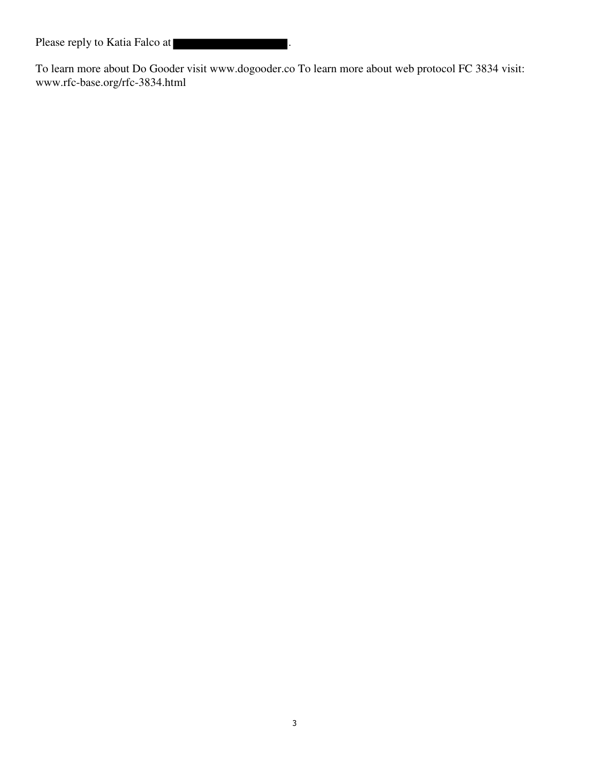Please reply to Katia Falco at ████████████.

To learn more about Do Gooder visit www.dogooder.co To learn more about web protocol FC 3834 visit: www.rfc-base.org/rfc-3834.html